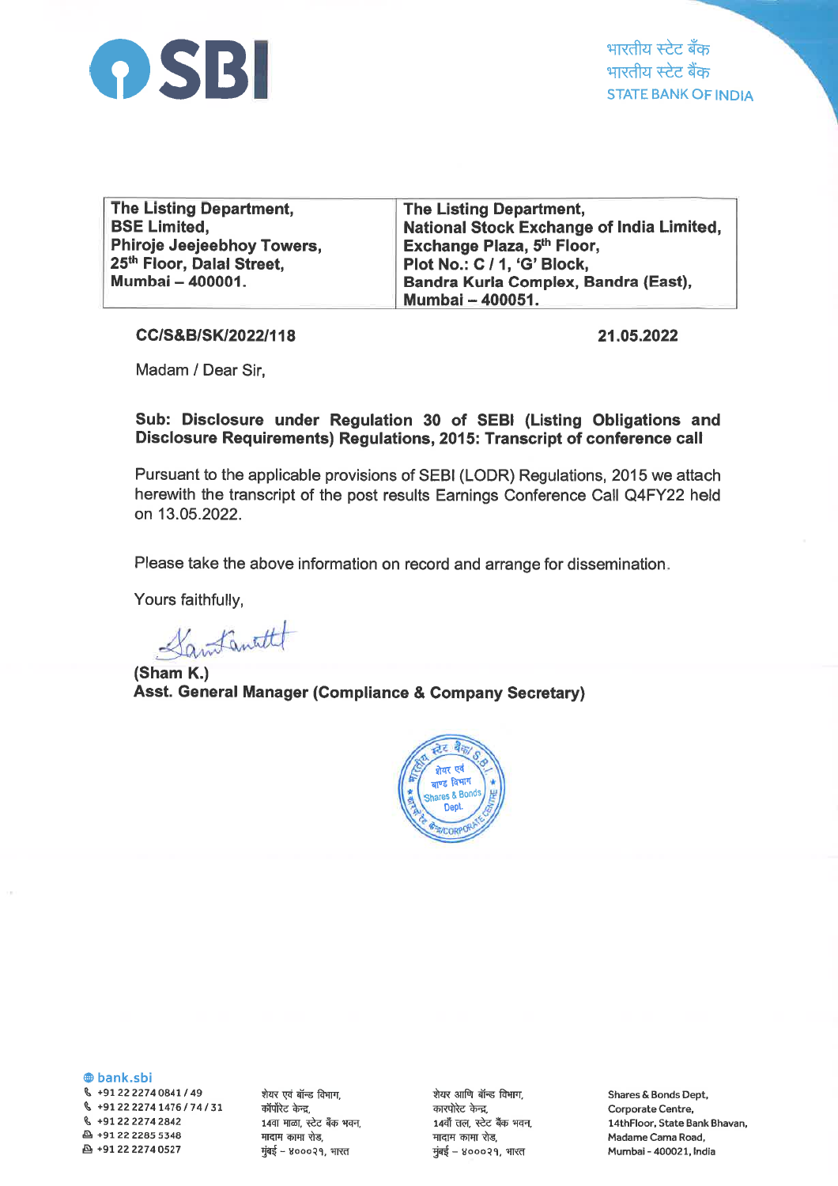# SBI

भारतीय स्टेट बैंक
भारतीय स्टेट बैंक
STATE BANK OF INDIA

| The Listing Department, BSE Limited, Phiroje Jeejeebhoy Towers, 25th Floor, Dalal Street, Mumbai – 400001. | The Listing Department, National Stock Exchange of India Limited, Exchange Plaza, 5th Floor, Plot No.: C / 1, 'G' Block, Bandra Kurla Complex, Bandra (East), Mumbai – 400051. |
|---|---|

**CC/S&B/SK/2022/118** **21.05.2022**

Madam / Dear Sir,

**Sub: Disclosure under Regulation 30 of SEBI (Listing Obligations and Disclosure Requirements) Regulations, 2015: Transcript of conference call**

Pursuant to the applicable provisions of SEBI (LODR) Regulations, 2015 we attach herewith the transcript of the post results Earnings Conference Call Q4FY22 held on 13.05.2022.

Please take the above information on record and arrange for dissemination.

Yours faithfully,

**(Sham K.)**
**Asst. General Manager (Compliance & Company Secretary)**

bank.sbi
+91 22 2274 0841 / 49
+91 22 2274 1476 / 74 / 31
+91 22 2274 2842
+91 22 2285 5348
+91 22 2274 0527

शेयर एवं बॉन्ड विभाग,
कॉर्पोरेट केन्द्र,
14वा माळा, स्टेट बैंक भवन,
मादाम कामा रोड,
मुंबई – ४०००२१, भारत

शेयर आणि बॉन्ड विभाग,
कारपोरेट केन्द्र,
14वाँ तल, स्टेट बैंक भवन,
मादाम कामा रोड,
मुंबई – ४०००२१, भारत

Shares & Bonds Dept,
Corporate Centre,
14thFloor, State Bank Bhavan,
Madame Cama Road,
Mumbai - 400021, India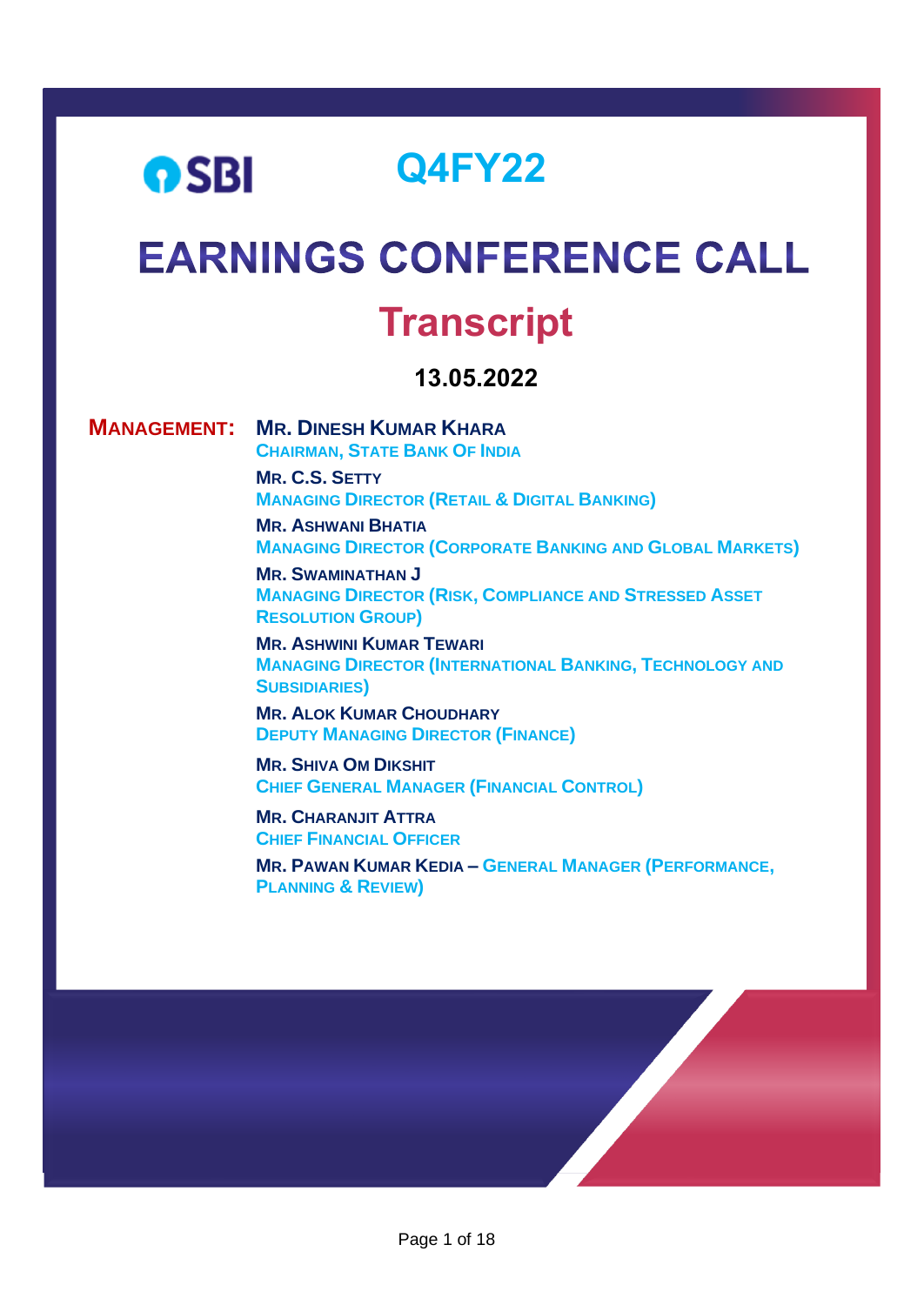SBI

# Q4FY22

# EARNINGS CONFERENCE CALL

## Transcript

**13.05.2022**

**MANAGEMENT:**

**MR. DINESH KUMAR KHARA**
CHAIRMAN, STATE BANK OF INDIA

**MR. C.S. SETTY**
MANAGING DIRECTOR (RETAIL & DIGITAL BANKING)

**MR. ASHWANI BHATIA**
MANAGING DIRECTOR (CORPORATE BANKING AND GLOBAL MARKETS)

**MR. SWAMINATHAN J**
MANAGING DIRECTOR (RISK, COMPLIANCE AND STRESSED ASSET RESOLUTION GROUP)

**MR. ASHWINI KUMAR TEWARI**
MANAGING DIRECTOR (INTERNATIONAL BANKING, TECHNOLOGY AND SUBSIDIARIES)

**MR. ALOK KUMAR CHOUDHARY**
DEPUTY MANAGING DIRECTOR (FINANCE)

**MR. SHIVA OM DIKSHIT**
CHIEF GENERAL MANAGER (FINANCIAL CONTROL)

**MR. CHARANJIT ATTRA**
CHIEF FINANCIAL OFFICER

**MR. PAWAN KUMAR KEDIA** – GENERAL MANAGER (PERFORMANCE, PLANNING & REVIEW)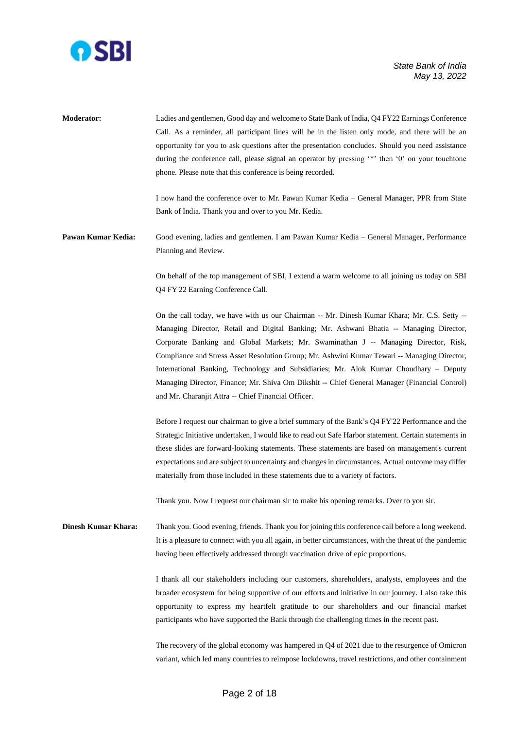**Moderator:** Ladies and gentlemen, Good day and welcome to State Bank of India, Q4 FY22 Earnings Conference Call. As a reminder, all participant lines will be in the listen only mode, and there will be an opportunity for you to ask questions after the presentation concludes. Should you need assistance during the conference call, please signal an operator by pressing '*' then '0' on your touchtone phone. Please note that this conference is being recorded.

I now hand the conference over to Mr. Pawan Kumar Kedia – General Manager, PPR from State Bank of India. Thank you and over to you Mr. Kedia.

**Pawan Kumar Kedia:** Good evening, ladies and gentlemen. I am Pawan Kumar Kedia – General Manager, Performance Planning and Review.

On behalf of the top management of SBI, I extend a warm welcome to all joining us today on SBI Q4 FY'22 Earning Conference Call.

On the call today, we have with us our Chairman -- Mr. Dinesh Kumar Khara; Mr. C.S. Setty -- Managing Director, Retail and Digital Banking; Mr. Ashwani Bhatia -- Managing Director, Corporate Banking and Global Markets; Mr. Swaminathan J -- Managing Director, Risk, Compliance and Stress Asset Resolution Group; Mr. Ashwini Kumar Tewari -- Managing Director, International Banking, Technology and Subsidiaries; Mr. Alok Kumar Choudhary – Deputy Managing Director, Finance; Mr. Shiva Om Dikshit -- Chief General Manager (Financial Control) and Mr. Charanjit Attra -- Chief Financial Officer.

Before I request our chairman to give a brief summary of the Bank's Q4 FY'22 Performance and the Strategic Initiative undertaken, I would like to read out Safe Harbor statement. Certain statements in these slides are forward-looking statements. These statements are based on management's current expectations and are subject to uncertainty and changes in circumstances. Actual outcome may differ materially from those included in these statements due to a variety of factors.

Thank you. Now I request our chairman sir to make his opening remarks. Over to you sir.

**Dinesh Kumar Khara:** Thank you. Good evening, friends. Thank you for joining this conference call before a long weekend. It is a pleasure to connect with you all again, in better circumstances, with the threat of the pandemic having been effectively addressed through vaccination drive of epic proportions.

I thank all our stakeholders including our customers, shareholders, analysts, employees and the broader ecosystem for being supportive of our efforts and initiative in our journey. I also take this opportunity to express my heartfelt gratitude to our shareholders and our financial market participants who have supported the Bank through the challenging times in the recent past.

The recovery of the global economy was hampered in Q4 of 2021 due to the resurgence of Omicron variant, which led many countries to reimpose lockdowns, travel restrictions, and other containment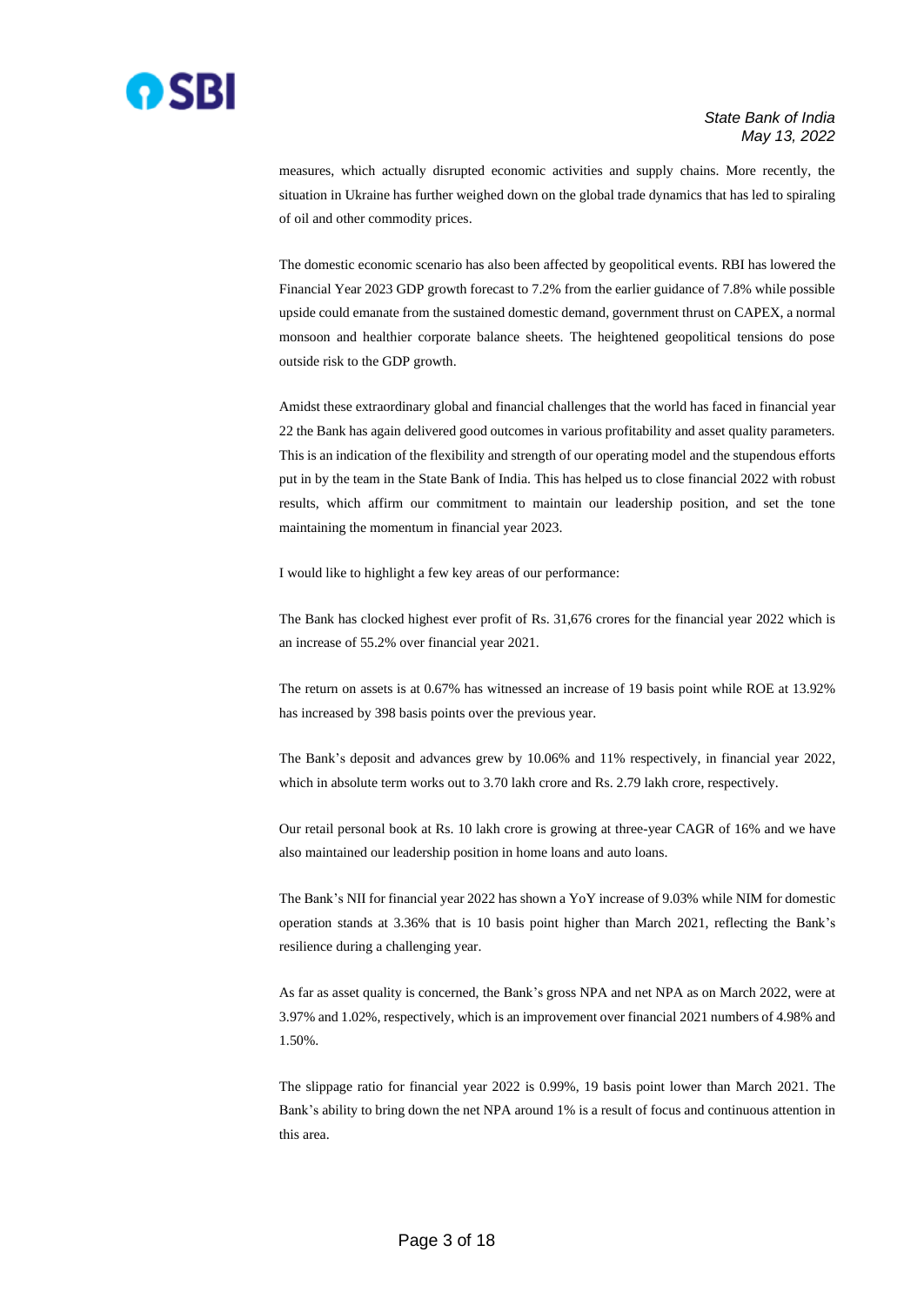measures, which actually disrupted economic activities and supply chains. More recently, the situation in Ukraine has further weighed down on the global trade dynamics that has led to spiraling of oil and other commodity prices.

The domestic economic scenario has also been affected by geopolitical events. RBI has lowered the Financial Year 2023 GDP growth forecast to 7.2% from the earlier guidance of 7.8% while possible upside could emanate from the sustained domestic demand, government thrust on CAPEX, a normal monsoon and healthier corporate balance sheets. The heightened geopolitical tensions do pose outside risk to the GDP growth.

Amidst these extraordinary global and financial challenges that the world has faced in financial year 22 the Bank has again delivered good outcomes in various profitability and asset quality parameters. This is an indication of the flexibility and strength of our operating model and the stupendous efforts put in by the team in the State Bank of India. This has helped us to close financial 2022 with robust results, which affirm our commitment to maintain our leadership position, and set the tone maintaining the momentum in financial year 2023.

I would like to highlight a few key areas of our performance:

The Bank has clocked highest ever profit of Rs. 31,676 crores for the financial year 2022 which is an increase of 55.2% over financial year 2021.

The return on assets is at 0.67% has witnessed an increase of 19 basis point while ROE at 13.92% has increased by 398 basis points over the previous year.

The Bank's deposit and advances grew by 10.06% and 11% respectively, in financial year 2022, which in absolute term works out to 3.70 lakh crore and Rs. 2.79 lakh crore, respectively.

Our retail personal book at Rs. 10 lakh crore is growing at three-year CAGR of 16% and we have also maintained our leadership position in home loans and auto loans.

The Bank's NII for financial year 2022 has shown a YoY increase of 9.03% while NIM for domestic operation stands at 3.36% that is 10 basis point higher than March 2021, reflecting the Bank's resilience during a challenging year.

As far as asset quality is concerned, the Bank's gross NPA and net NPA as on March 2022, were at 3.97% and 1.02%, respectively, which is an improvement over financial 2021 numbers of 4.98% and 1.50%.

The slippage ratio for financial year 2022 is 0.99%, 19 basis point lower than March 2021. The Bank's ability to bring down the net NPA around 1% is a result of focus and continuous attention in this area.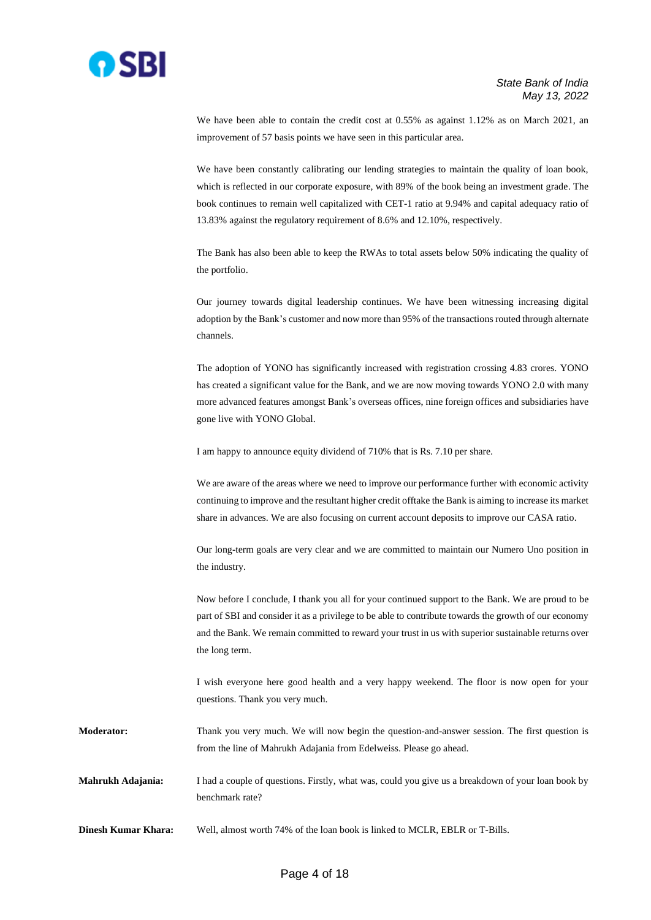We have been able to contain the credit cost at 0.55% as against 1.12% as on March 2021, an improvement of 57 basis points we have seen in this particular area.

We have been constantly calibrating our lending strategies to maintain the quality of loan book, which is reflected in our corporate exposure, with 89% of the book being an investment grade. The book continues to remain well capitalized with CET-1 ratio at 9.94% and capital adequacy ratio of 13.83% against the regulatory requirement of 8.6% and 12.10%, respectively.

The Bank has also been able to keep the RWAs to total assets below 50% indicating the quality of the portfolio.

Our journey towards digital leadership continues. We have been witnessing increasing digital adoption by the Bank's customer and now more than 95% of the transactions routed through alternate channels.

The adoption of YONO has significantly increased with registration crossing 4.83 crores. YONO has created a significant value for the Bank, and we are now moving towards YONO 2.0 with many more advanced features amongst Bank's overseas offices, nine foreign offices and subsidiaries have gone live with YONO Global.

I am happy to announce equity dividend of 710% that is Rs. 7.10 per share.

We are aware of the areas where we need to improve our performance further with economic activity continuing to improve and the resultant higher credit offtake the Bank is aiming to increase its market share in advances. We are also focusing on current account deposits to improve our CASA ratio.

Our long-term goals are very clear and we are committed to maintain our Numero Uno position in the industry.

Now before I conclude, I thank you all for your continued support to the Bank. We are proud to be part of SBI and consider it as a privilege to be able to contribute towards the growth of our economy and the Bank. We remain committed to reward your trust in us with superior sustainable returns over the long term.

I wish everyone here good health and a very happy weekend. The floor is now open for your questions. Thank you very much.

**Moderator:** Thank you very much. We will now begin the question-and-answer session. The first question is from the line of Mahrukh Adajania from Edelweiss. Please go ahead.

**Mahrukh Adajania:** I had a couple of questions. Firstly, what was, could you give us a breakdown of your loan book by benchmark rate?

**Dinesh Kumar Khara:** Well, almost worth 74% of the loan book is linked to MCLR, EBLR or T-Bills.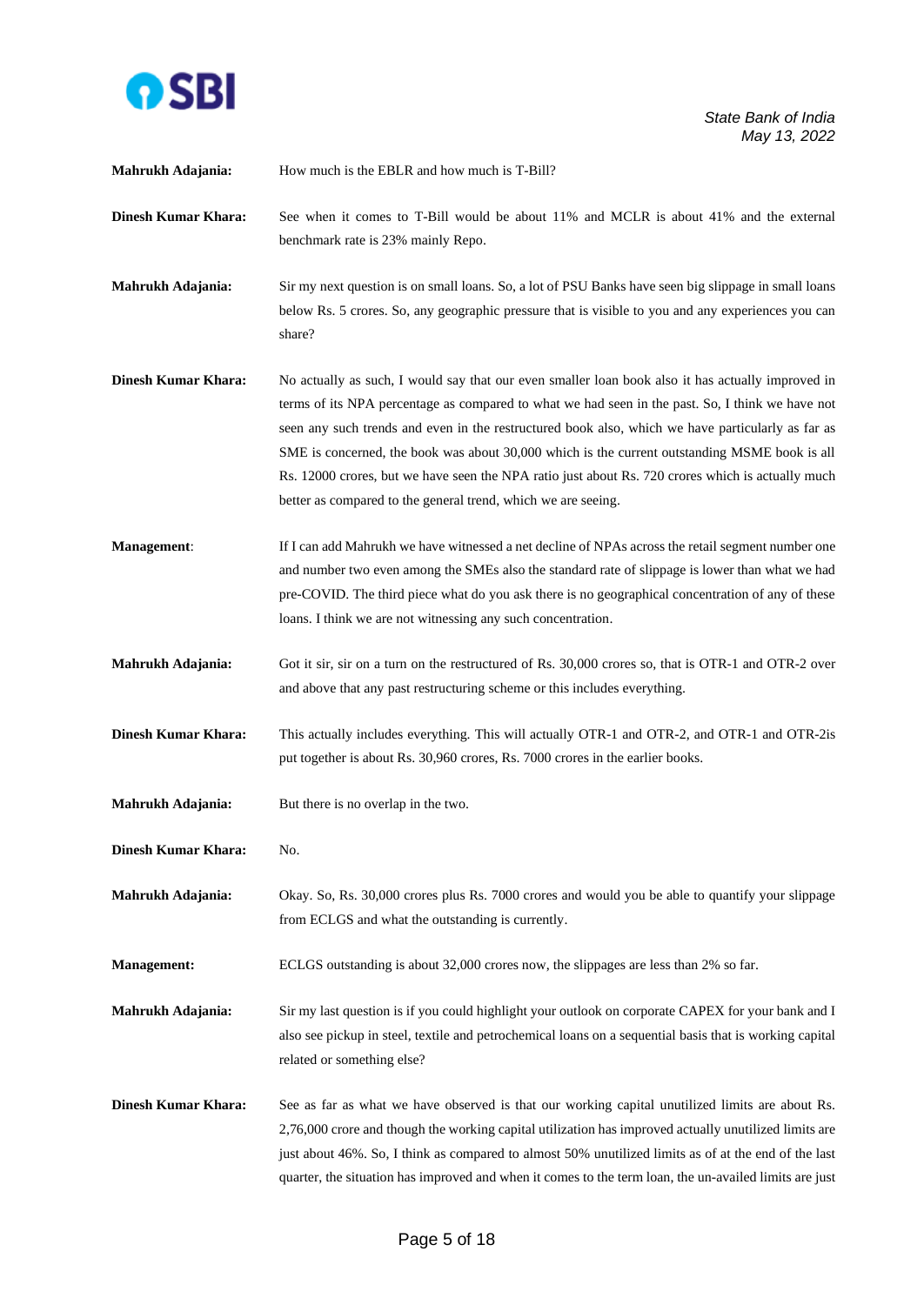**Mahrukh Adajania:** How much is the EBLR and how much is T-Bill?

**Dinesh Kumar Khara:** See when it comes to T-Bill would be about 11% and MCLR is about 41% and the external benchmark rate is 23% mainly Repo.

**Mahrukh Adajania:** Sir my next question is on small loans. So, a lot of PSU Banks have seen big slippage in small loans below Rs. 5 crores. So, any geographic pressure that is visible to you and any experiences you can share?

**Dinesh Kumar Khara:** No actually as such, I would say that our even smaller loan book also it has actually improved in terms of its NPA percentage as compared to what we had seen in the past. So, I think we have not seen any such trends and even in the restructured book also, which we have particularly as far as SME is concerned, the book was about 30,000 which is the current outstanding MSME book is all Rs. 12000 crores, but we have seen the NPA ratio just about Rs. 720 crores which is actually much better as compared to the general trend, which we are seeing.

**Management**: If I can add Mahrukh we have witnessed a net decline of NPAs across the retail segment number one and number two even among the SMEs also the standard rate of slippage is lower than what we had pre-COVID. The third piece what do you ask there is no geographical concentration of any of these loans. I think we are not witnessing any such concentration.

**Mahrukh Adajania:** Got it sir, sir on a turn on the restructured of Rs. 30,000 crores so, that is OTR-1 and OTR-2 over and above that any past restructuring scheme or this includes everything.

**Dinesh Kumar Khara:** This actually includes everything. This will actually OTR-1 and OTR-2, and OTR-1 and OTR-2is put together is about Rs. 30,960 crores, Rs. 7000 crores in the earlier books.

**Mahrukh Adajania:** But there is no overlap in the two.

**Dinesh Kumar Khara:** No.

**Mahrukh Adajania:** Okay. So, Rs. 30,000 crores plus Rs. 7000 crores and would you be able to quantify your slippage from ECLGS and what the outstanding is currently.

**Management:** ECLGS outstanding is about 32,000 crores now, the slippages are less than 2% so far.

**Mahrukh Adajania:** Sir my last question is if you could highlight your outlook on corporate CAPEX for your bank and I also see pickup in steel, textile and petrochemical loans on a sequential basis that is working capital related or something else?

**Dinesh Kumar Khara:** See as far as what we have observed is that our working capital unutilized limits are about Rs. 2,76,000 crore and though the working capital utilization has improved actually unutilized limits are just about 46%. So, I think as compared to almost 50% unutilized limits as of at the end of the last quarter, the situation has improved and when it comes to the term loan, the un-availed limits are just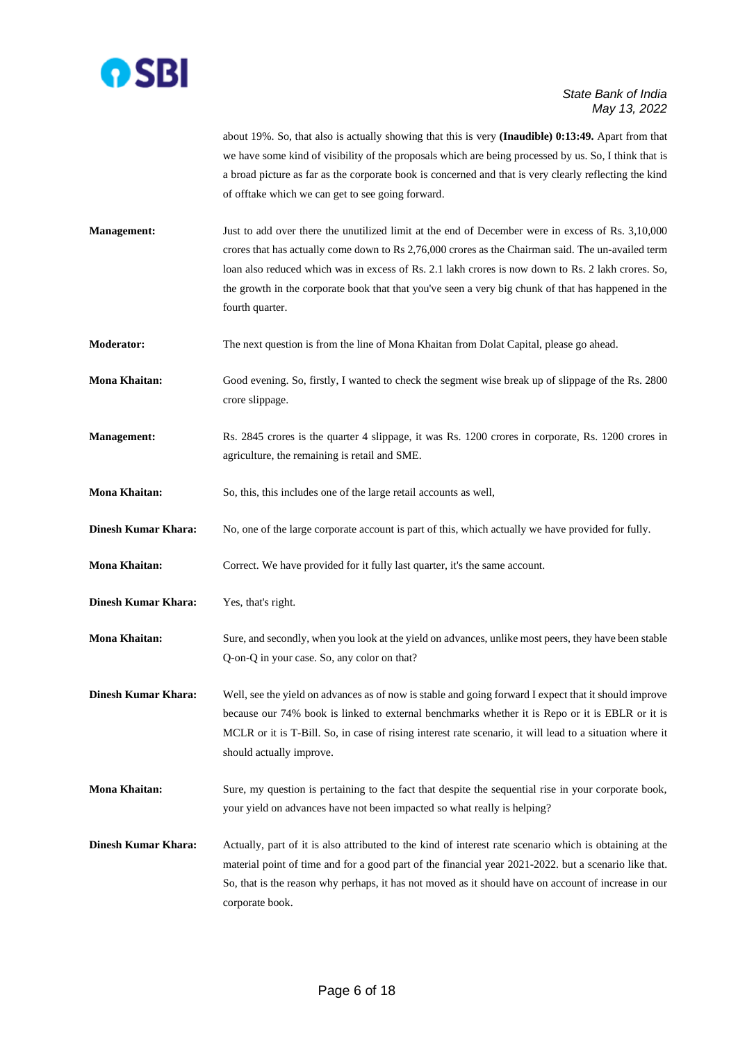about 19%. So, that also is actually showing that this is very **(Inaudible) 0:13:49.** Apart from that we have some kind of visibility of the proposals which are being processed by us. So, I think that is a broad picture as far as the corporate book is concerned and that is very clearly reflecting the kind of offtake which we can get to see going forward.

**Management:** Just to add over there the unutilized limit at the end of December were in excess of Rs. 3,10,000 crores that has actually come down to Rs 2,76,000 crores as the Chairman said. The un-availed term loan also reduced which was in excess of Rs. 2.1 lakh crores is now down to Rs. 2 lakh crores. So, the growth in the corporate book that that you've seen a very big chunk of that has happened in the fourth quarter.

**Moderator:** The next question is from the line of Mona Khaitan from Dolat Capital, please go ahead.

**Mona Khaitan:** Good evening. So, firstly, I wanted to check the segment wise break up of slippage of the Rs. 2800 crore slippage.

**Management:** Rs. 2845 crores is the quarter 4 slippage, it was Rs. 1200 crores in corporate, Rs. 1200 crores in agriculture, the remaining is retail and SME.

**Mona Khaitan:** So, this, this includes one of the large retail accounts as well,

**Dinesh Kumar Khara:** No, one of the large corporate account is part of this, which actually we have provided for fully.

**Mona Khaitan:** Correct. We have provided for it fully last quarter, it's the same account.

**Dinesh Kumar Khara:** Yes, that's right.

**Mona Khaitan:** Sure, and secondly, when you look at the yield on advances, unlike most peers, they have been stable Q-on-Q in your case. So, any color on that?

**Dinesh Kumar Khara:** Well, see the yield on advances as of now is stable and going forward I expect that it should improve because our 74% book is linked to external benchmarks whether it is Repo or it is EBLR or it is MCLR or it is T-Bill. So, in case of rising interest rate scenario, it will lead to a situation where it should actually improve.

**Mona Khaitan:** Sure, my question is pertaining to the fact that despite the sequential rise in your corporate book, your yield on advances have not been impacted so what really is helping?

**Dinesh Kumar Khara:** Actually, part of it is also attributed to the kind of interest rate scenario which is obtaining at the material point of time and for a good part of the financial year 2021-2022. but a scenario like that. So, that is the reason why perhaps, it has not moved as it should have on account of increase in our corporate book.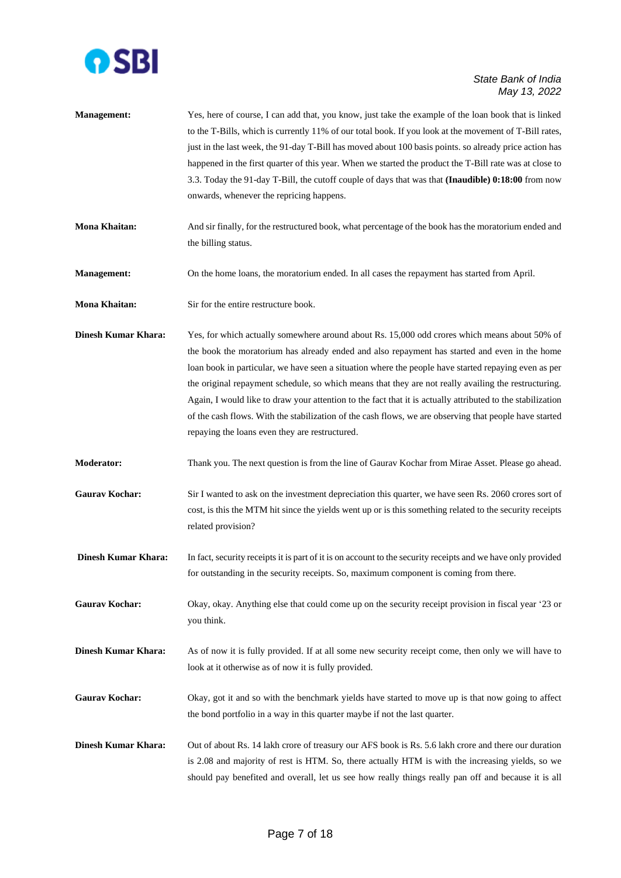**Management:** Yes, here of course, I can add that, you know, just take the example of the loan book that is linked to the T-Bills, which is currently 11% of our total book. If you look at the movement of T-Bill rates, just in the last week, the 91-day T-Bill has moved about 100 basis points. so already price action has happened in the first quarter of this year. When we started the product the T-Bill rate was at close to 3.3. Today the 91-day T-Bill, the cutoff couple of days that was that **(Inaudible) 0:18:00** from now onwards, whenever the repricing happens.

**Mona Khaitan:** And sir finally, for the restructured book, what percentage of the book has the moratorium ended and the billing status.

**Management:** On the home loans, the moratorium ended. In all cases the repayment has started from April.

**Mona Khaitan:** Sir for the entire restructure book.

**Dinesh Kumar Khara:** Yes, for which actually somewhere around about Rs. 15,000 odd crores which means about 50% of the book the moratorium has already ended and also repayment has started and even in the home loan book in particular, we have seen a situation where the people have started repaying even as per the original repayment schedule, so which means that they are not really availing the restructuring. Again, I would like to draw your attention to the fact that it is actually attributed to the stabilization of the cash flows. With the stabilization of the cash flows, we are observing that people have started repaying the loans even they are restructured.

**Moderator:** Thank you. The next question is from the line of Gaurav Kochar from Mirae Asset. Please go ahead.

**Gaurav Kochar:** Sir I wanted to ask on the investment depreciation this quarter, we have seen Rs. 2060 crores sort of cost, is this the MTM hit since the yields went up or is this something related to the security receipts related provision?

**Dinesh Kumar Khara:** In fact, security receipts it is part of it is on account to the security receipts and we have only provided for outstanding in the security receipts. So, maximum component is coming from there.

**Gaurav Kochar:** Okay, okay. Anything else that could come up on the security receipt provision in fiscal year '23 or you think.

**Dinesh Kumar Khara:** As of now it is fully provided. If at all some new security receipt come, then only we will have to look at it otherwise as of now it is fully provided.

**Gaurav Kochar:** Okay, got it and so with the benchmark yields have started to move up is that now going to affect the bond portfolio in a way in this quarter maybe if not the last quarter.

**Dinesh Kumar Khara:** Out of about Rs. 14 lakh crore of treasury our AFS book is Rs. 5.6 lakh crore and there our duration is 2.08 and majority of rest is HTM. So, there actually HTM is with the increasing yields, so we should pay benefited and overall, let us see how really things really pan off and because it is all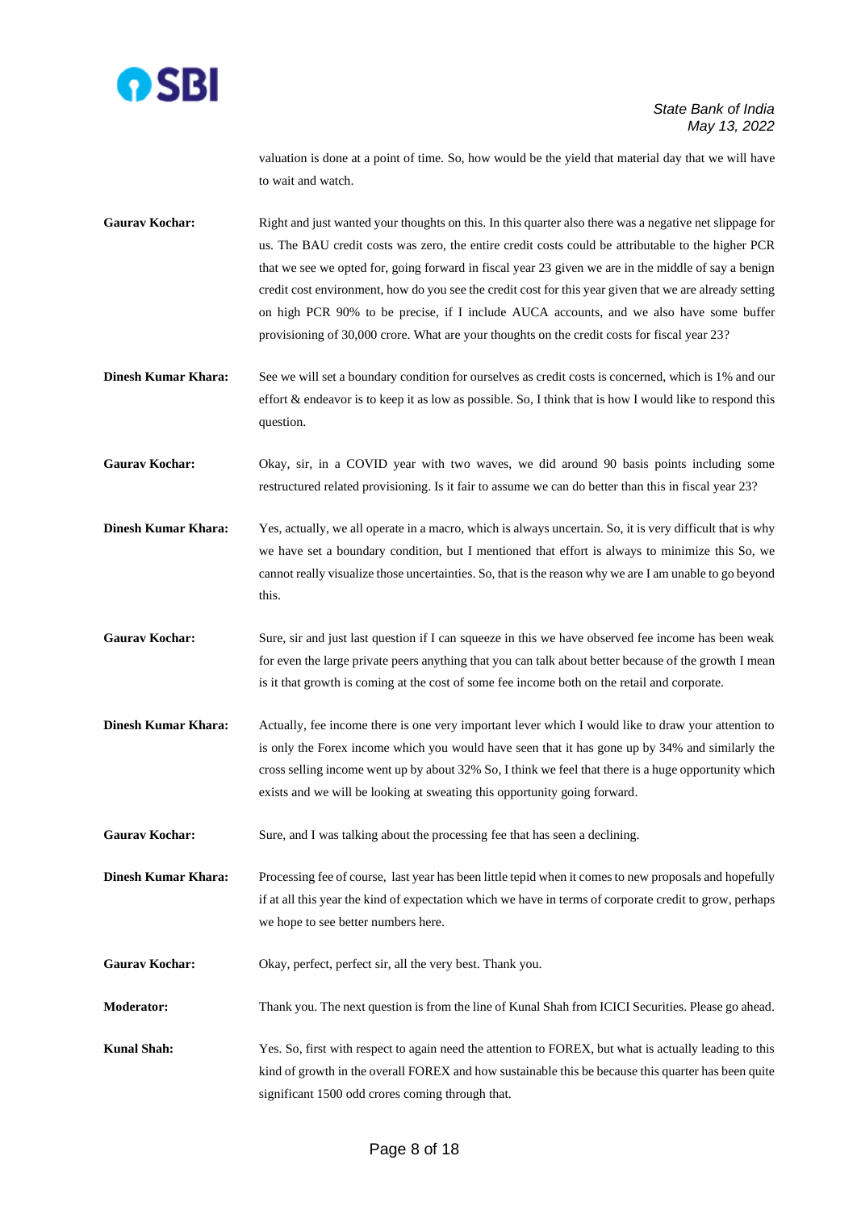valuation is done at a point of time. So, how would be the yield that material day that we will have to wait and watch.

**Gaurav Kochar:** Right and just wanted your thoughts on this. In this quarter also there was a negative net slippage for us. The BAU credit costs was zero, the entire credit costs could be attributable to the higher PCR that we see we opted for, going forward in fiscal year 23 given we are in the middle of say a benign credit cost environment, how do you see the credit cost for this year given that we are already setting on high PCR 90% to be precise, if I include AUCA accounts, and we also have some buffer provisioning of 30,000 crore. What are your thoughts on the credit costs for fiscal year 23?

**Dinesh Kumar Khara:** See we will set a boundary condition for ourselves as credit costs is concerned, which is 1% and our effort & endeavor is to keep it as low as possible. So, I think that is how I would like to respond this question.

**Gaurav Kochar:** Okay, sir, in a COVID year with two waves, we did around 90 basis points including some restructured related provisioning. Is it fair to assume we can do better than this in fiscal year 23?

**Dinesh Kumar Khara:** Yes, actually, we all operate in a macro, which is always uncertain. So, it is very difficult that is why we have set a boundary condition, but I mentioned that effort is always to minimize this So, we cannot really visualize those uncertainties. So, that is the reason why we are I am unable to go beyond this.

**Gaurav Kochar:** Sure, sir and just last question if I can squeeze in this we have observed fee income has been weak for even the large private peers anything that you can talk about better because of the growth I mean is it that growth is coming at the cost of some fee income both on the retail and corporate.

**Dinesh Kumar Khara:** Actually, fee income there is one very important lever which I would like to draw your attention to is only the Forex income which you would have seen that it has gone up by 34% and similarly the cross selling income went up by about 32% So, I think we feel that there is a huge opportunity which exists and we will be looking at sweating this opportunity going forward.

**Gaurav Kochar:** Sure, and I was talking about the processing fee that has seen a declining.

**Dinesh Kumar Khara:** Processing fee of course, last year has been little tepid when it comes to new proposals and hopefully if at all this year the kind of expectation which we have in terms of corporate credit to grow, perhaps we hope to see better numbers here.

**Gaurav Kochar:** Okay, perfect, perfect sir, all the very best. Thank you.

**Moderator:** Thank you. The next question is from the line of Kunal Shah from ICICI Securities. Please go ahead.

**Kunal Shah:** Yes. So, first with respect to again need the attention to FOREX, but what is actually leading to this kind of growth in the overall FOREX and how sustainable this be because this quarter has been quite significant 1500 odd crores coming through that.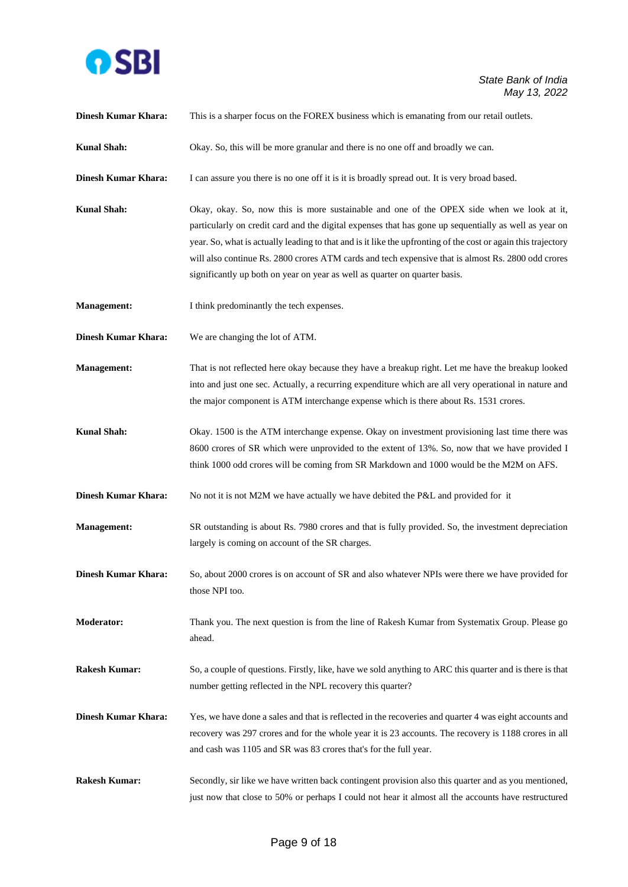**Dinesh Kumar Khara:** This is a sharper focus on the FOREX business which is emanating from our retail outlets.

**Kunal Shah:** Okay. So, this will be more granular and there is no one off and broadly we can.

**Dinesh Kumar Khara:** I can assure you there is no one off it is it is broadly spread out. It is very broad based.

**Kunal Shah:** Okay, okay. So, now this is more sustainable and one of the OPEX side when we look at it, particularly on credit card and the digital expenses that has gone up sequentially as well as year on year. So, what is actually leading to that and is it like the upfronting of the cost or again this trajectory will also continue Rs. 2800 crores ATM cards and tech expensive that is almost Rs. 2800 odd crores significantly up both on year on year as well as quarter on quarter basis.

**Management:** I think predominantly the tech expenses.

**Dinesh Kumar Khara:** We are changing the lot of ATM.

**Management:** That is not reflected here okay because they have a breakup right. Let me have the breakup looked into and just one sec. Actually, a recurring expenditure which are all very operational in nature and the major component is ATM interchange expense which is there about Rs. 1531 crores.

**Kunal Shah:** Okay. 1500 is the ATM interchange expense. Okay on investment provisioning last time there was 8600 crores of SR which were unprovided to the extent of 13%. So, now that we have provided I think 1000 odd crores will be coming from SR Markdown and 1000 would be the M2M on AFS.

**Dinesh Kumar Khara:** No not it is not M2M we have actually we have debited the P&L and provided for it

**Management:** SR outstanding is about Rs. 7980 crores and that is fully provided. So, the investment depreciation largely is coming on account of the SR charges.

**Dinesh Kumar Khara:** So, about 2000 crores is on account of SR and also whatever NPIs were there we have provided for those NPI too.

**Moderator:** Thank you. The next question is from the line of Rakesh Kumar from Systematix Group. Please go ahead.

**Rakesh Kumar:** So, a couple of questions. Firstly, like, have we sold anything to ARC this quarter and is there is that number getting reflected in the NPL recovery this quarter?

**Dinesh Kumar Khara:** Yes, we have done a sales and that is reflected in the recoveries and quarter 4 was eight accounts and recovery was 297 crores and for the whole year it is 23 accounts. The recovery is 1188 crores in all and cash was 1105 and SR was 83 crores that's for the full year.

**Rakesh Kumar:** Secondly, sir like we have written back contingent provision also this quarter and as you mentioned, just now that close to 50% or perhaps I could not hear it almost all the accounts have restructured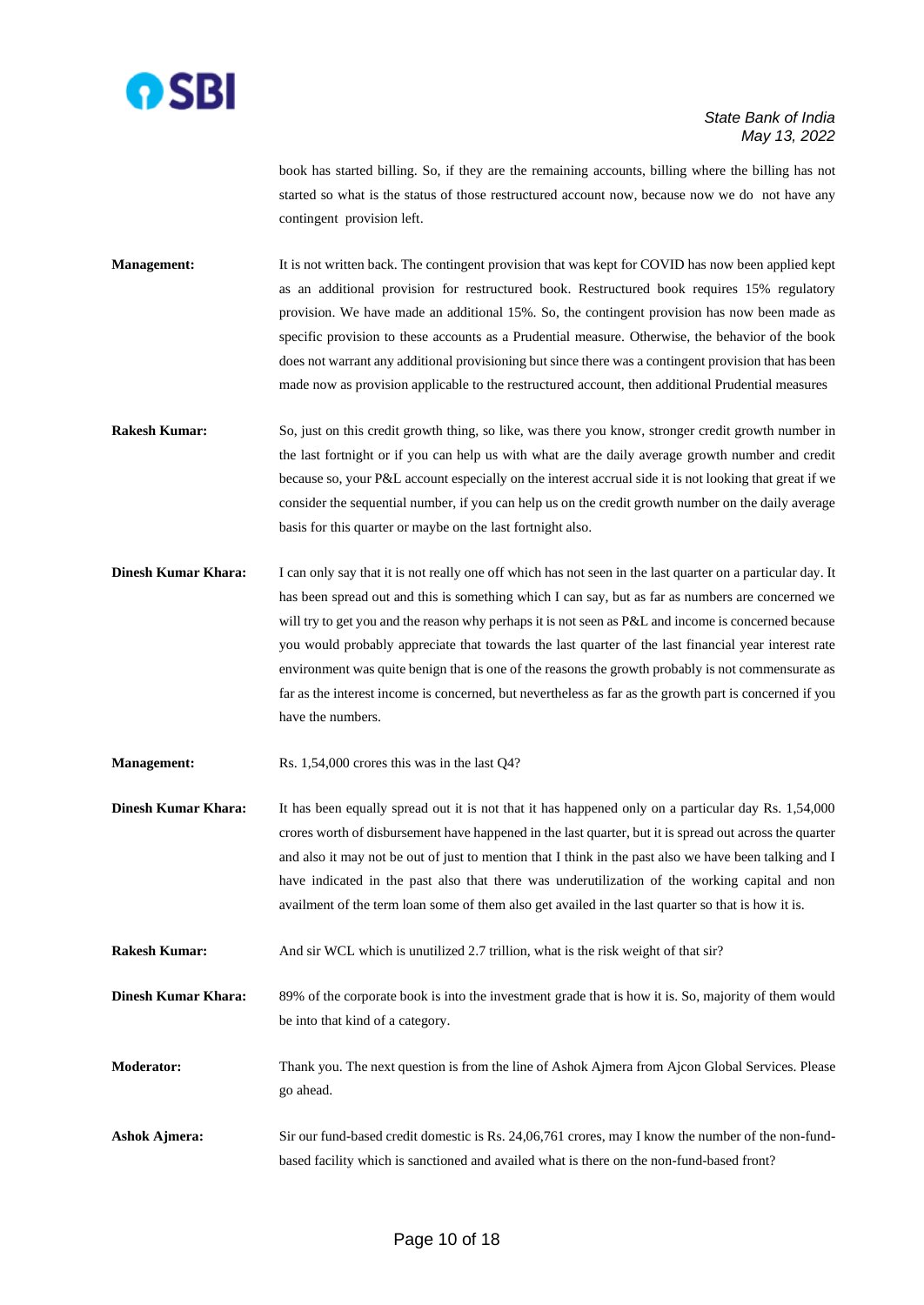book has started billing. So, if they are the remaining accounts, billing where the billing has not started so what is the status of those restructured account now, because now we do not have any contingent provision left.

**Management:** It is not written back. The contingent provision that was kept for COVID has now been applied kept as an additional provision for restructured book. Restructured book requires 15% regulatory provision. We have made an additional 15%. So, the contingent provision has now been made as specific provision to these accounts as a Prudential measure. Otherwise, the behavior of the book does not warrant any additional provisioning but since there was a contingent provision that has been made now as provision applicable to the restructured account, then additional Prudential measures

**Rakesh Kumar:** So, just on this credit growth thing, so like, was there you know, stronger credit growth number in the last fortnight or if you can help us with what are the daily average growth number and credit because so, your P&L account especially on the interest accrual side it is not looking that great if we consider the sequential number, if you can help us on the credit growth number on the daily average basis for this quarter or maybe on the last fortnight also.

**Dinesh Kumar Khara:** I can only say that it is not really one off which has not seen in the last quarter on a particular day. It has been spread out and this is something which I can say, but as far as numbers are concerned we will try to get you and the reason why perhaps it is not seen as P&L and income is concerned because you would probably appreciate that towards the last quarter of the last financial year interest rate environment was quite benign that is one of the reasons the growth probably is not commensurate as far as the interest income is concerned, but nevertheless as far as the growth part is concerned if you have the numbers.

**Management:** Rs. 1,54,000 crores this was in the last Q4?

**Dinesh Kumar Khara:** It has been equally spread out it is not that it has happened only on a particular day Rs. 1,54,000 crores worth of disbursement have happened in the last quarter, but it is spread out across the quarter and also it may not be out of just to mention that I think in the past also we have been talking and I have indicated in the past also that there was underutilization of the working capital and non availment of the term loan some of them also get availed in the last quarter so that is how it is.

**Rakesh Kumar:** And sir WCL which is unutilized 2.7 trillion, what is the risk weight of that sir?

**Dinesh Kumar Khara:** 89% of the corporate book is into the investment grade that is how it is. So, majority of them would be into that kind of a category.

**Moderator:** Thank you. The next question is from the line of Ashok Ajmera from Ajcon Global Services. Please go ahead.

**Ashok Ajmera:** Sir our fund-based credit domestic is Rs. 24,06,761 crores, may I know the number of the non-fund-based facility which is sanctioned and availed what is there on the non-fund-based front?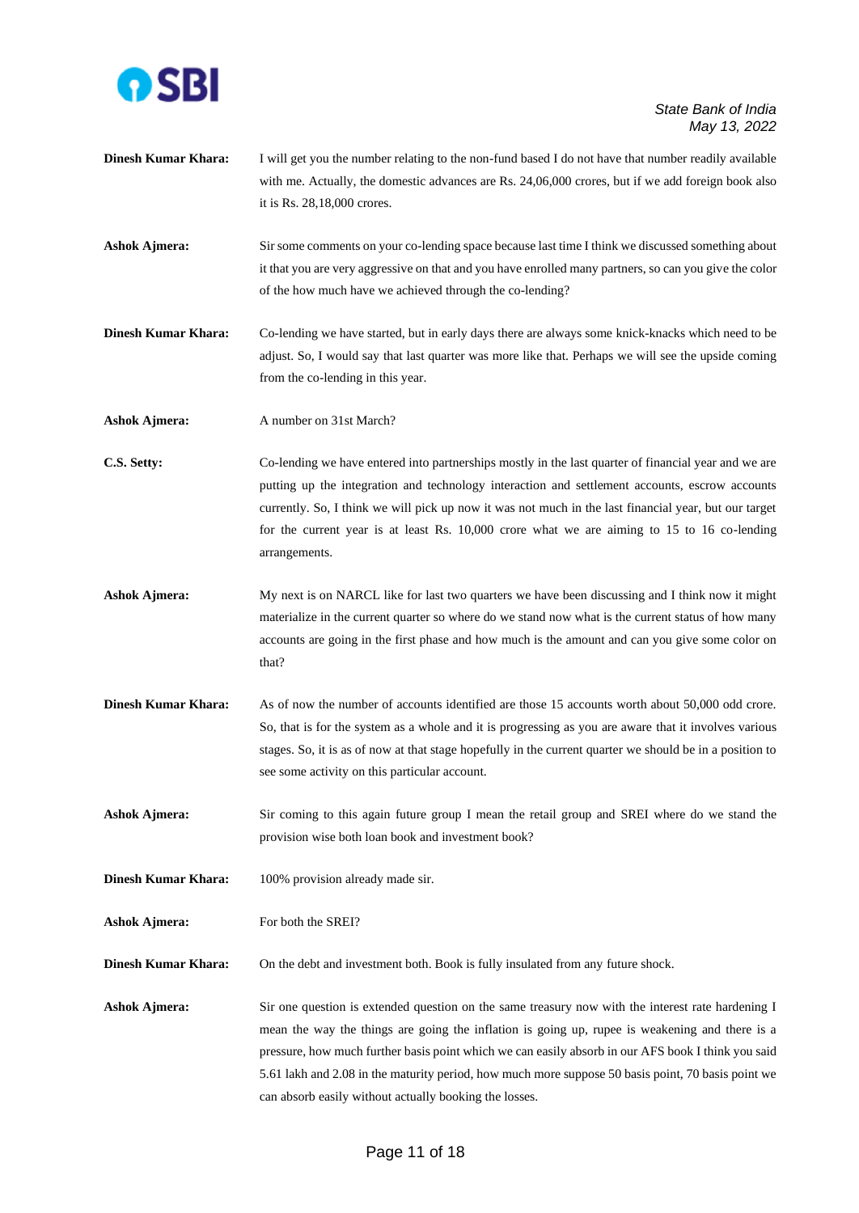**Dinesh Kumar Khara:** I will get you the number relating to the non-fund based I do not have that number readily available with me. Actually, the domestic advances are Rs. 24,06,000 crores, but if we add foreign book also it is Rs. 28,18,000 crores.

**Ashok Ajmera:** Sir some comments on your co-lending space because last time I think we discussed something about it that you are very aggressive on that and you have enrolled many partners, so can you give the color of the how much have we achieved through the co-lending?

**Dinesh Kumar Khara:** Co-lending we have started, but in early days there are always some knick-knacks which need to be adjust. So, I would say that last quarter was more like that. Perhaps we will see the upside coming from the co-lending in this year.

**Ashok Ajmera:** A number on 31st March?

**C.S. Setty:** Co-lending we have entered into partnerships mostly in the last quarter of financial year and we are putting up the integration and technology interaction and settlement accounts, escrow accounts currently. So, I think we will pick up now it was not much in the last financial year, but our target for the current year is at least Rs. 10,000 crore what we are aiming to 15 to 16 co-lending arrangements.

**Ashok Ajmera:** My next is on NARCL like for last two quarters we have been discussing and I think now it might materialize in the current quarter so where do we stand now what is the current status of how many accounts are going in the first phase and how much is the amount and can you give some color on that?

**Dinesh Kumar Khara:** As of now the number of accounts identified are those 15 accounts worth about 50,000 odd crore. So, that is for the system as a whole and it is progressing as you are aware that it involves various stages. So, it is as of now at that stage hopefully in the current quarter we should be in a position to see some activity on this particular account.

**Ashok Ajmera:** Sir coming to this again future group I mean the retail group and SREI where do we stand the provision wise both loan book and investment book?

**Dinesh Kumar Khara:** 100% provision already made sir.

**Ashok Ajmera:** For both the SREI?

**Dinesh Kumar Khara:** On the debt and investment both. Book is fully insulated from any future shock.

**Ashok Ajmera:** Sir one question is extended question on the same treasury now with the interest rate hardening I mean the way the things are going the inflation is going up, rupee is weakening and there is a pressure, how much further basis point which we can easily absorb in our AFS book I think you said 5.61 lakh and 2.08 in the maturity period, how much more suppose 50 basis point, 70 basis point we can absorb easily without actually booking the losses.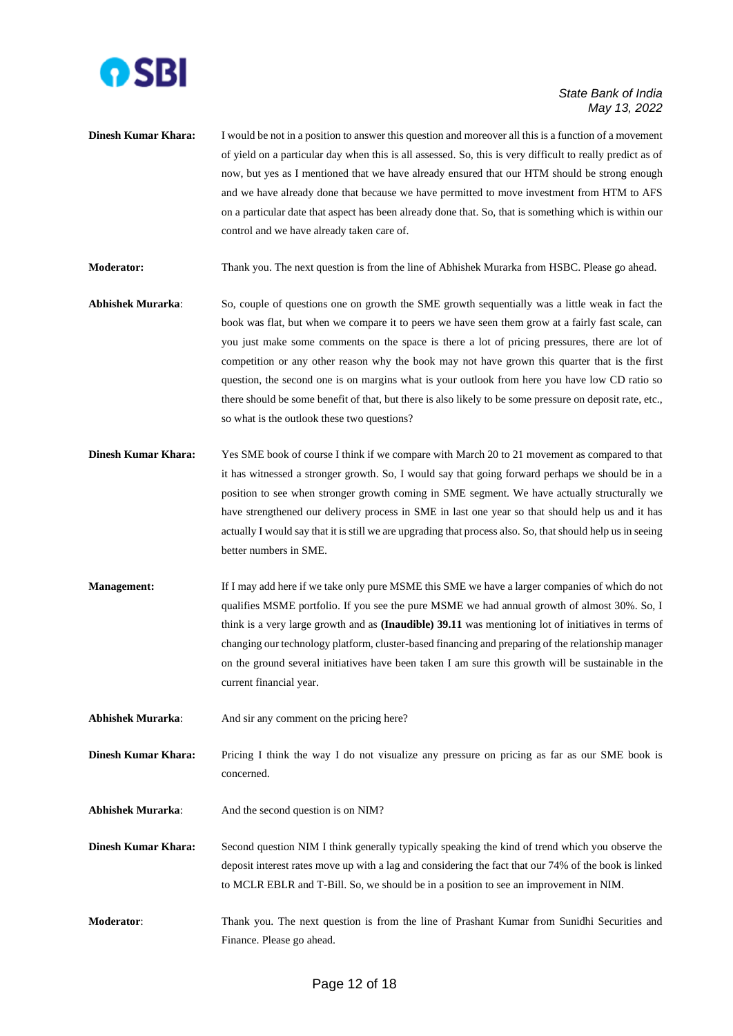**Dinesh Kumar Khara:** I would be not in a position to answer this question and moreover all this is a function of a movement of yield on a particular day when this is all assessed. So, this is very difficult to really predict as of now, but yes as I mentioned that we have already ensured that our HTM should be strong enough and we have already done that because we have permitted to move investment from HTM to AFS on a particular date that aspect has been already done that. So, that is something which is within our control and we have already taken care of.

**Moderator:** Thank you. The next question is from the line of Abhishek Murarka from HSBC. Please go ahead.

**Abhishek Murarka**: So, couple of questions one on growth the SME growth sequentially was a little weak in fact the book was flat, but when we compare it to peers we have seen them grow at a fairly fast scale, can you just make some comments on the space is there a lot of pricing pressures, there are lot of competition or any other reason why the book may not have grown this quarter that is the first question, the second one is on margins what is your outlook from here you have low CD ratio so there should be some benefit of that, but there is also likely to be some pressure on deposit rate, etc., so what is the outlook these two questions?

**Dinesh Kumar Khara:** Yes SME book of course I think if we compare with March 20 to 21 movement as compared to that it has witnessed a stronger growth. So, I would say that going forward perhaps we should be in a position to see when stronger growth coming in SME segment. We have actually structurally we have strengthened our delivery process in SME in last one year so that should help us and it has actually I would say that it is still we are upgrading that process also. So, that should help us in seeing better numbers in SME.

**Management:** If I may add here if we take only pure MSME this SME we have a larger companies of which do not qualifies MSME portfolio. If you see the pure MSME we had annual growth of almost 30%. So, I think is a very large growth and as **(Inaudible) 39.11** was mentioning lot of initiatives in terms of changing our technology platform, cluster-based financing and preparing of the relationship manager on the ground several initiatives have been taken I am sure this growth will be sustainable in the current financial year.

**Abhishek Murarka**: And sir any comment on the pricing here?

**Dinesh Kumar Khara:** Pricing I think the way I do not visualize any pressure on pricing as far as our SME book is concerned.

**Abhishek Murarka**: And the second question is on NIM?

**Dinesh Kumar Khara:** Second question NIM I think generally typically speaking the kind of trend which you observe the deposit interest rates move up with a lag and considering the fact that our 74% of the book is linked to MCLR EBLR and T-Bill. So, we should be in a position to see an improvement in NIM.

**Moderator**: Thank you. The next question is from the line of Prashant Kumar from Sunidhi Securities and Finance. Please go ahead.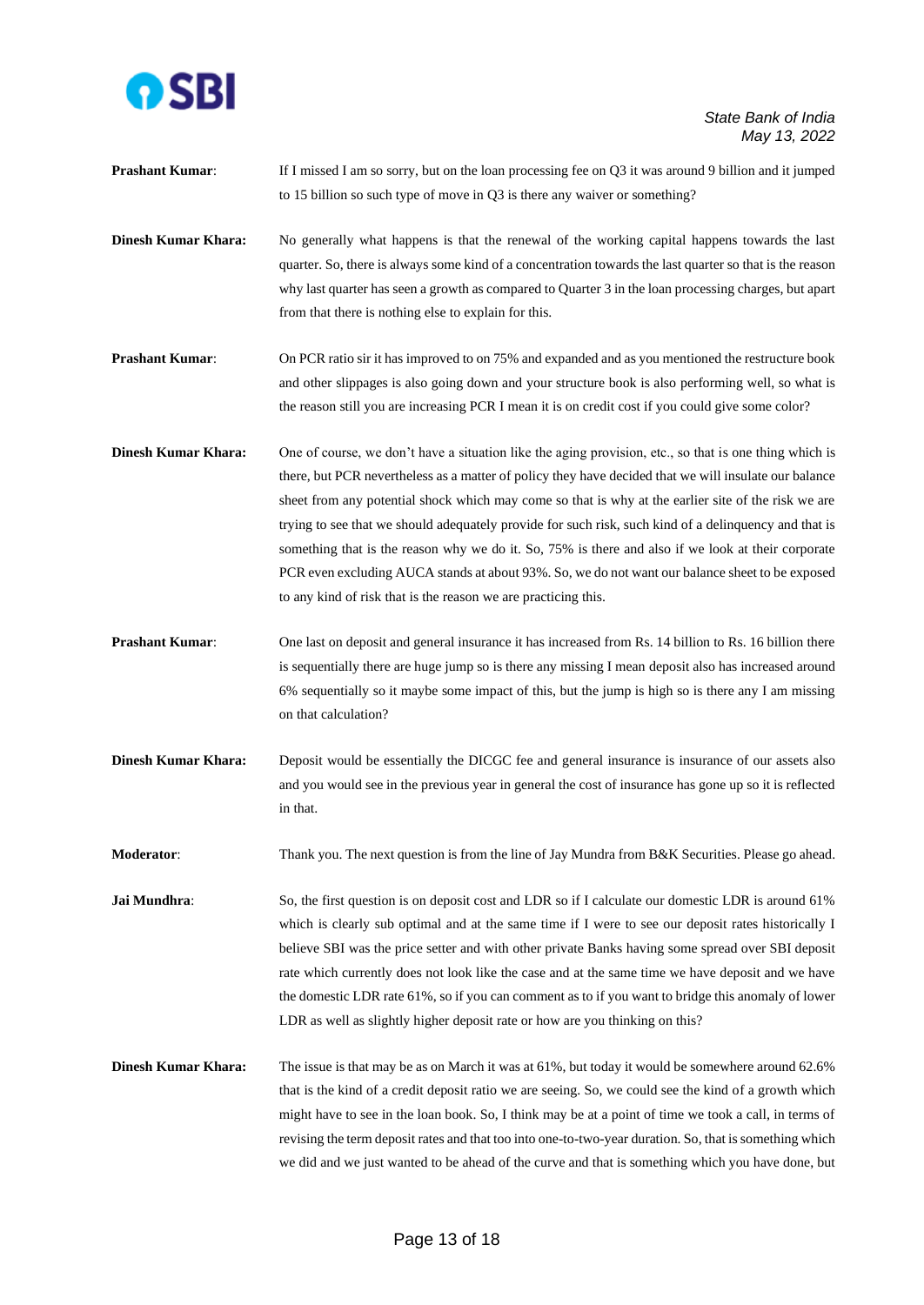**Prashant Kumar**: If I missed I am so sorry, but on the loan processing fee on Q3 it was around 9 billion and it jumped to 15 billion so such type of move in Q3 is there any waiver or something?

**Dinesh Kumar Khara:** No generally what happens is that the renewal of the working capital happens towards the last quarter. So, there is always some kind of a concentration towards the last quarter so that is the reason why last quarter has seen a growth as compared to Quarter 3 in the loan processing charges, but apart from that there is nothing else to explain for this.

**Prashant Kumar**: On PCR ratio sir it has improved to on 75% and expanded and as you mentioned the restructure book and other slippages is also going down and your structure book is also performing well, so what is the reason still you are increasing PCR I mean it is on credit cost if you could give some color?

**Dinesh Kumar Khara:** One of course, we don't have a situation like the aging provision, etc., so that is one thing which is there, but PCR nevertheless as a matter of policy they have decided that we will insulate our balance sheet from any potential shock which may come so that is why at the earlier site of the risk we are trying to see that we should adequately provide for such risk, such kind of a delinquency and that is something that is the reason why we do it. So, 75% is there and also if we look at their corporate PCR even excluding AUCA stands at about 93%. So, we do not want our balance sheet to be exposed to any kind of risk that is the reason we are practicing this.

**Prashant Kumar**: One last on deposit and general insurance it has increased from Rs. 14 billion to Rs. 16 billion there is sequentially there are huge jump so is there any missing I mean deposit also has increased around 6% sequentially so it maybe some impact of this, but the jump is high so is there any I am missing on that calculation?

**Dinesh Kumar Khara:** Deposit would be essentially the DICGC fee and general insurance is insurance of our assets also and you would see in the previous year in general the cost of insurance has gone up so it is reflected in that.

**Moderator**: Thank you. The next question is from the line of Jay Mundra from B&K Securities. Please go ahead.

**Jai Mundhra**: So, the first question is on deposit cost and LDR so if I calculate our domestic LDR is around 61% which is clearly sub optimal and at the same time if I were to see our deposit rates historically I believe SBI was the price setter and with other private Banks having some spread over SBI deposit rate which currently does not look like the case and at the same time we have deposit and we have the domestic LDR rate 61%, so if you can comment as to if you want to bridge this anomaly of lower LDR as well as slightly higher deposit rate or how are you thinking on this?

**Dinesh Kumar Khara:** The issue is that may be as on March it was at 61%, but today it would be somewhere around 62.6% that is the kind of a credit deposit ratio we are seeing. So, we could see the kind of a growth which might have to see in the loan book. So, I think may be at a point of time we took a call, in terms of revising the term deposit rates and that too into one-to-two-year duration. So, that is something which we did and we just wanted to be ahead of the curve and that is something which you have done, but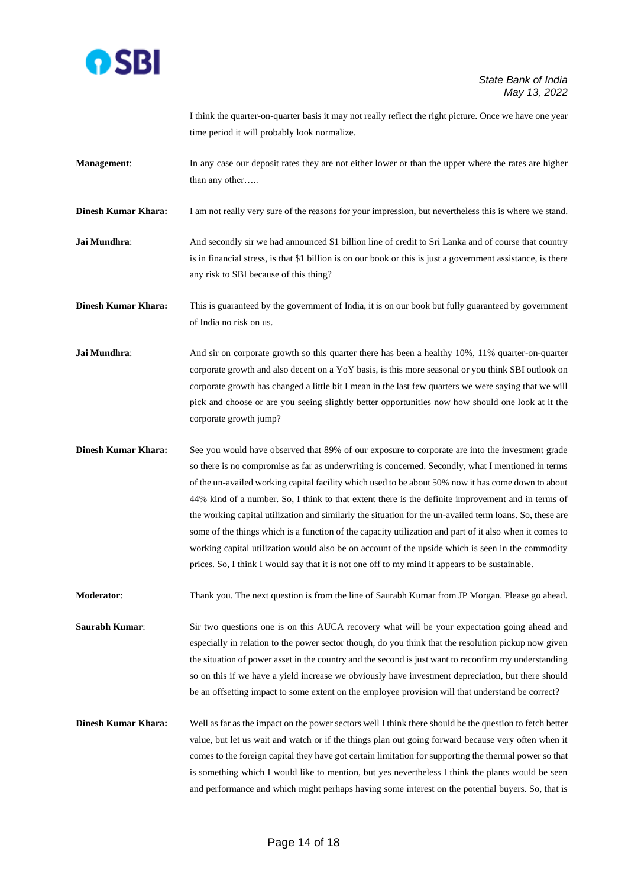I think the quarter-on-quarter basis it may not really reflect the right picture. Once we have one year time period it will probably look normalize.

**Management**: In any case our deposit rates they are not either lower or than the upper where the rates are higher than any other…..

**Dinesh Kumar Khara:** I am not really very sure of the reasons for your impression, but nevertheless this is where we stand.

**Jai Mundhra**: And secondly sir we had announced $1 billion line of credit to Sri Lanka and of course that country is in financial stress, is that $1 billion is on our book or this is just a government assistance, is there any risk to SBI because of this thing?

**Dinesh Kumar Khara:** This is guaranteed by the government of India, it is on our book but fully guaranteed by government of India no risk on us.

**Jai Mundhra**: And sir on corporate growth so this quarter there has been a healthy 10%, 11% quarter-on-quarter corporate growth and also decent on a YoY basis, is this more seasonal or you think SBI outlook on corporate growth has changed a little bit I mean in the last few quarters we were saying that we will pick and choose or are you seeing slightly better opportunities now how should one look at it the corporate growth jump?

**Dinesh Kumar Khara:** See you would have observed that 89% of our exposure to corporate are into the investment grade so there is no compromise as far as underwriting is concerned. Secondly, what I mentioned in terms of the un-availed working capital facility which used to be about 50% now it has come down to about 44% kind of a number. So, I think to that extent there is the definite improvement and in terms of the working capital utilization and similarly the situation for the un-availed term loans. So, these are some of the things which is a function of the capacity utilization and part of it also when it comes to working capital utilization would also be on account of the upside which is seen in the commodity prices. So, I think I would say that it is not one off to my mind it appears to be sustainable.

**Moderator**: Thank you. The next question is from the line of Saurabh Kumar from JP Morgan. Please go ahead.

**Saurabh Kumar**: Sir two questions one is on this AUCA recovery what will be your expectation going ahead and especially in relation to the power sector though, do you think that the resolution pickup now given the situation of power asset in the country and the second is just want to reconfirm my understanding so on this if we have a yield increase we obviously have investment depreciation, but there should be an offsetting impact to some extent on the employee provision will that understand be correct?

**Dinesh Kumar Khara:** Well as far as the impact on the power sectors well I think there should be the question to fetch better value, but let us wait and watch or if the things plan out going forward because very often when it comes to the foreign capital they have got certain limitation for supporting the thermal power so that is something which I would like to mention, but yes nevertheless I think the plants would be seen and performance and which might perhaps having some interest on the potential buyers. So, that is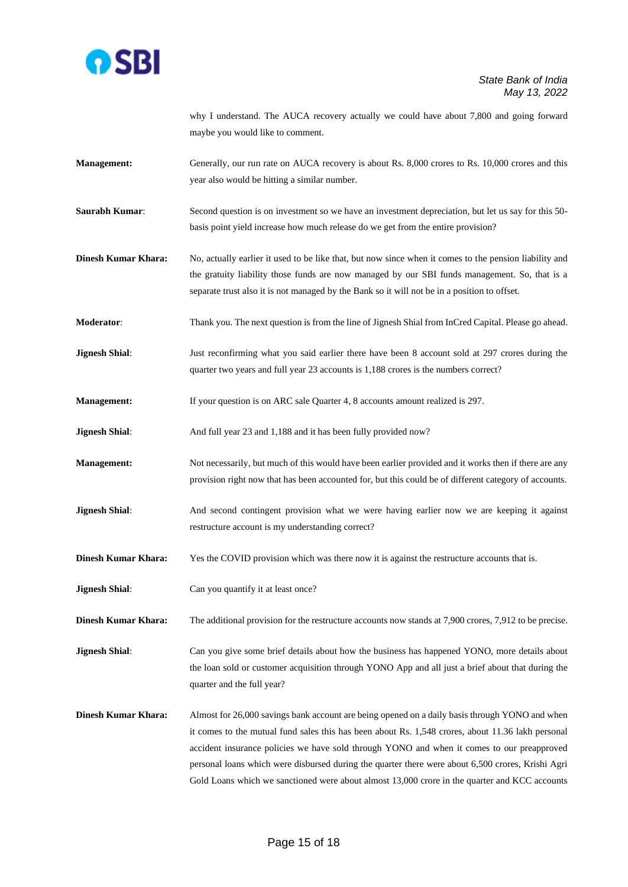why I understand. The AUCA recovery actually we could have about 7,800 and going forward maybe you would like to comment.

**Management:** Generally, our run rate on AUCA recovery is about Rs. 8,000 crores to Rs. 10,000 crores and this year also would be hitting a similar number.

**Saurabh Kumar**: Second question is on investment so we have an investment depreciation, but let us say for this 50-basis point yield increase how much release do we get from the entire provision?

**Dinesh Kumar Khara:** No, actually earlier it used to be like that, but now since when it comes to the pension liability and the gratuity liability those funds are now managed by our SBI funds management. So, that is a separate trust also it is not managed by the Bank so it will not be in a position to offset.

**Moderator**: Thank you. The next question is from the line of Jignesh Shial from InCred Capital. Please go ahead.

**Jignesh Shial**: Just reconfirming what you said earlier there have been 8 account sold at 297 crores during the quarter two years and full year 23 accounts is 1,188 crores is the numbers correct?

**Management:** If your question is on ARC sale Quarter 4, 8 accounts amount realized is 297.

**Jignesh Shial**: And full year 23 and 1,188 and it has been fully provided now?

**Management:** Not necessarily, but much of this would have been earlier provided and it works then if there are any provision right now that has been accounted for, but this could be of different category of accounts.

**Jignesh Shial**: And second contingent provision what we were having earlier now we are keeping it against restructure account is my understanding correct?

**Dinesh Kumar Khara:** Yes the COVID provision which was there now it is against the restructure accounts that is.

**Jignesh Shial**: Can you quantify it at least once?

**Dinesh Kumar Khara:** The additional provision for the restructure accounts now stands at 7,900 crores, 7,912 to be precise.

**Jignesh Shial**: Can you give some brief details about how the business has happened YONO, more details about the loan sold or customer acquisition through YONO App and all just a brief about that during the quarter and the full year?

**Dinesh Kumar Khara:** Almost for 26,000 savings bank account are being opened on a daily basis through YONO and when it comes to the mutual fund sales this has been about Rs. 1,548 crores, about 11.36 lakh personal accident insurance policies we have sold through YONO and when it comes to our preapproved personal loans which were disbursed during the quarter there were about 6,500 crores, Krishi Agri Gold Loans which we sanctioned were about almost 13,000 crore in the quarter and KCC accounts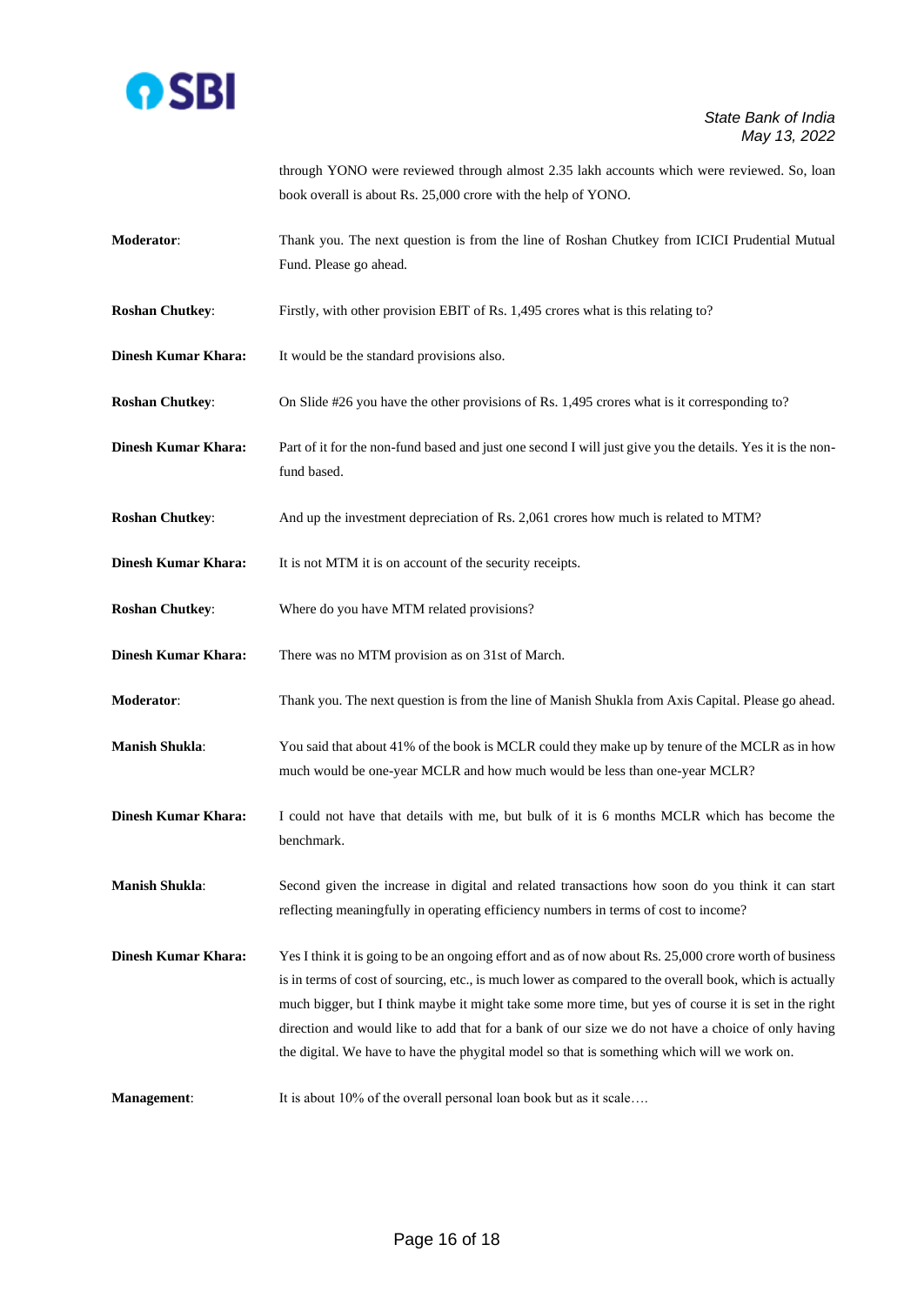through YONO were reviewed through almost 2.35 lakh accounts which were reviewed. So, loan book overall is about Rs. 25,000 crore with the help of YONO.

**Moderator**: Thank you. The next question is from the line of Roshan Chutkey from ICICI Prudential Mutual Fund. Please go ahead.

**Roshan Chutkey**: Firstly, with other provision EBIT of Rs. 1,495 crores what is this relating to?

**Dinesh Kumar Khara:** It would be the standard provisions also.

**Roshan Chutkey**: On Slide #26 you have the other provisions of Rs. 1,495 crores what is it corresponding to?

**Dinesh Kumar Khara:** Part of it for the non-fund based and just one second I will just give you the details. Yes it is the non-fund based.

**Roshan Chutkey**: And up the investment depreciation of Rs. 2,061 crores how much is related to MTM?

**Dinesh Kumar Khara:** It is not MTM it is on account of the security receipts.

**Roshan Chutkey**: Where do you have MTM related provisions?

**Dinesh Kumar Khara:** There was no MTM provision as on 31st of March.

**Moderator**: Thank you. The next question is from the line of Manish Shukla from Axis Capital. Please go ahead.

**Manish Shukla**: You said that about 41% of the book is MCLR could they make up by tenure of the MCLR as in how much would be one-year MCLR and how much would be less than one-year MCLR?

**Dinesh Kumar Khara:** I could not have that details with me, but bulk of it is 6 months MCLR which has become the benchmark.

**Manish Shukla**: Second given the increase in digital and related transactions how soon do you think it can start reflecting meaningfully in operating efficiency numbers in terms of cost to income?

**Dinesh Kumar Khara:** Yes I think it is going to be an ongoing effort and as of now about Rs. 25,000 crore worth of business is in terms of cost of sourcing, etc., is much lower as compared to the overall book, which is actually much bigger, but I think maybe it might take some more time, but yes of course it is set in the right direction and would like to add that for a bank of our size we do not have a choice of only having the digital. We have to have the phygital model so that is something which will we work on.

**Management**: It is about 10% of the overall personal loan book but as it scale….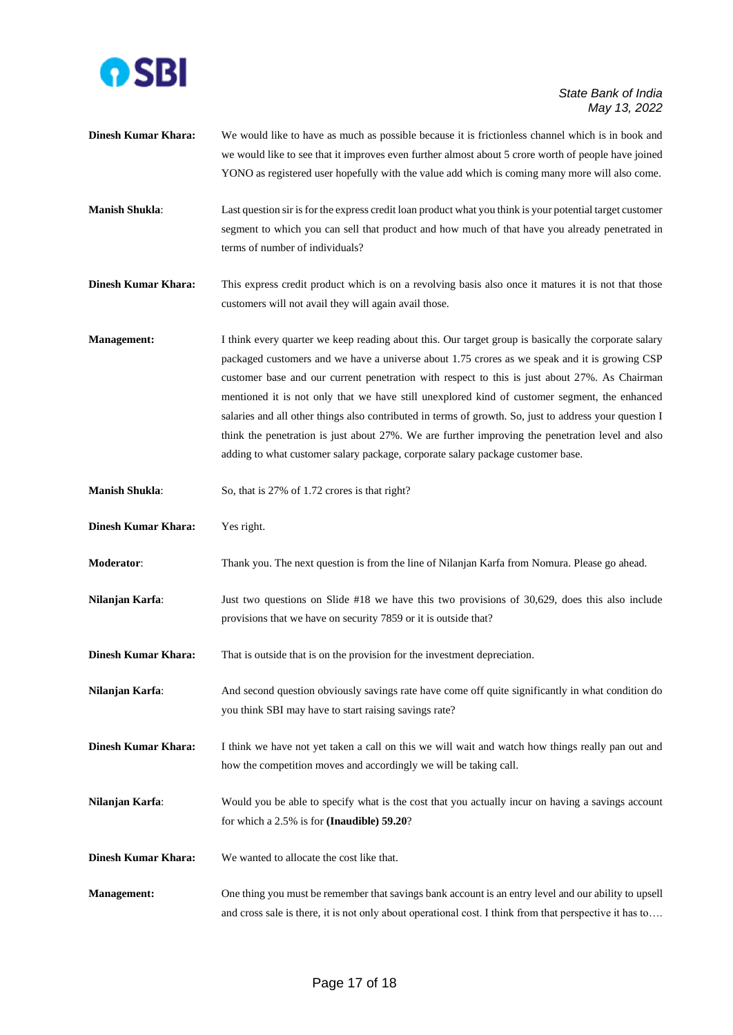**Dinesh Kumar Khara:** We would like to have as much as possible because it is frictionless channel which is in book and we would like to see that it improves even further almost about 5 crore worth of people have joined YONO as registered user hopefully with the value add which is coming many more will also come.

**Manish Shukla**: Last question sir is for the express credit loan product what you think is your potential target customer segment to which you can sell that product and how much of that have you already penetrated in terms of number of individuals?

**Dinesh Kumar Khara:** This express credit product which is on a revolving basis also once it matures it is not that those customers will not avail they will again avail those.

**Management:** I think every quarter we keep reading about this. Our target group is basically the corporate salary packaged customers and we have a universe about 1.75 crores as we speak and it is growing CSP customer base and our current penetration with respect to this is just about 27%. As Chairman mentioned it is not only that we have still unexplored kind of customer segment, the enhanced salaries and all other things also contributed in terms of growth. So, just to address your question I think the penetration is just about 27%. We are further improving the penetration level and also adding to what customer salary package, corporate salary package customer base.

**Manish Shukla**: So, that is 27% of 1.72 crores is that right?

**Dinesh Kumar Khara:** Yes right.

**Moderator**: Thank you. The next question is from the line of Nilanjan Karfa from Nomura. Please go ahead.

**Nilanjan Karfa**: Just two questions on Slide #18 we have this two provisions of 30,629, does this also include provisions that we have on security 7859 or it is outside that?

**Dinesh Kumar Khara:** That is outside that is on the provision for the investment depreciation.

**Nilanjan Karfa**: And second question obviously savings rate have come off quite significantly in what condition do you think SBI may have to start raising savings rate?

**Dinesh Kumar Khara:** I think we have not yet taken a call on this we will wait and watch how things really pan out and how the competition moves and accordingly we will be taking call.

**Nilanjan Karfa**: Would you be able to specify what is the cost that you actually incur on having a savings account for which a 2.5% is for **(Inaudible) 59.20**?

**Dinesh Kumar Khara:** We wanted to allocate the cost like that.

**Management:** One thing you must be remember that savings bank account is an entry level and our ability to upsell and cross sale is there, it is not only about operational cost. I think from that perspective it has to….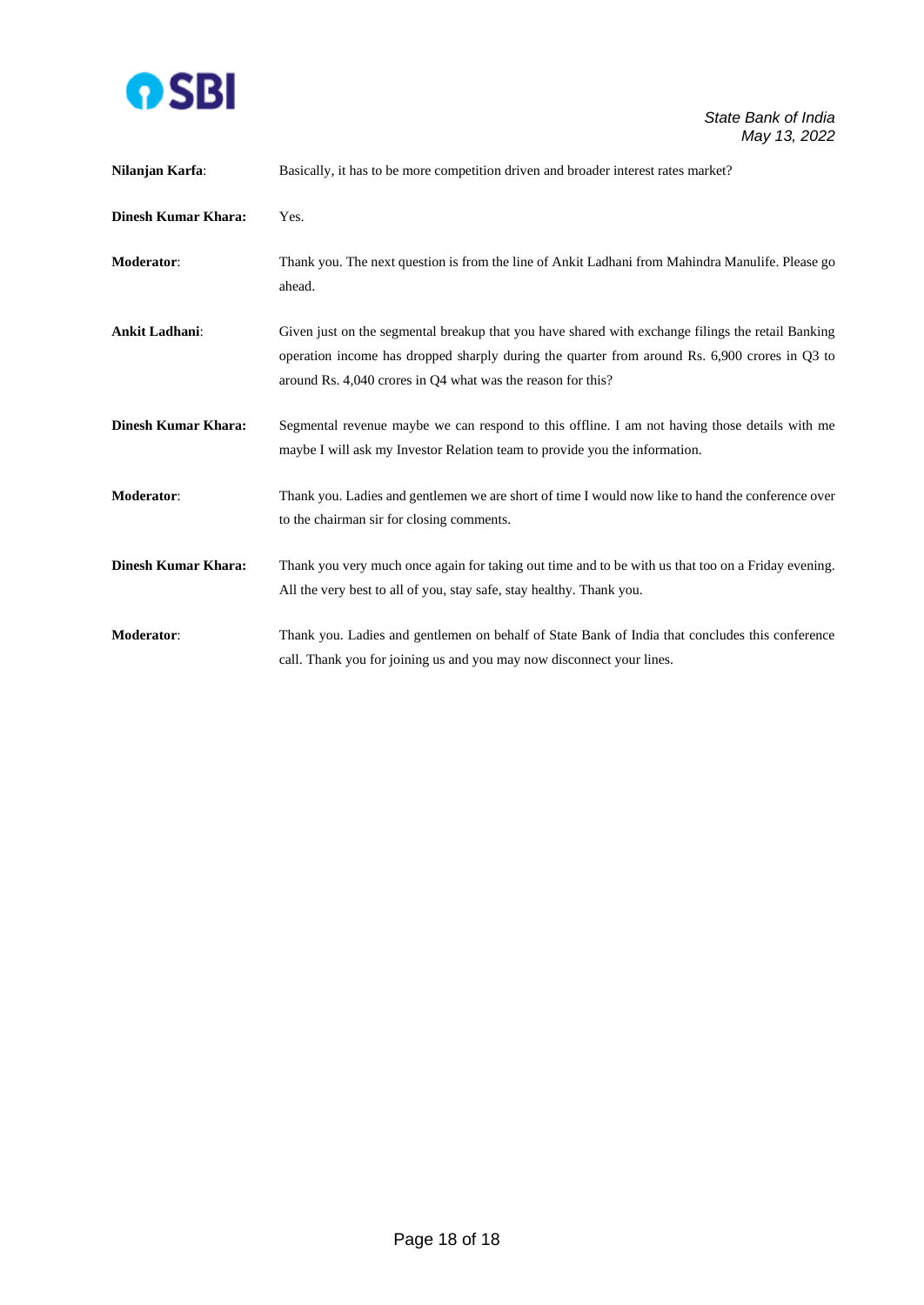**Nilanjan Karfa**: Basically, it has to be more competition driven and broader interest rates market?

**Dinesh Kumar Khara:** Yes.

**Moderator**: Thank you. The next question is from the line of Ankit Ladhani from Mahindra Manulife. Please go ahead.

**Ankit Ladhani**: Given just on the segmental breakup that you have shared with exchange filings the retail Banking operation income has dropped sharply during the quarter from around Rs. 6,900 crores in Q3 to around Rs. 4,040 crores in Q4 what was the reason for this?

**Dinesh Kumar Khara:** Segmental revenue maybe we can respond to this offline. I am not having those details with me maybe I will ask my Investor Relation team to provide you the information.

**Moderator**: Thank you. Ladies and gentlemen we are short of time I would now like to hand the conference over to the chairman sir for closing comments.

**Dinesh Kumar Khara:** Thank you very much once again for taking out time and to be with us that too on a Friday evening. All the very best to all of you, stay safe, stay healthy. Thank you.

**Moderator**: Thank you. Ladies and gentlemen on behalf of State Bank of India that concludes this conference call. Thank you for joining us and you may now disconnect your lines.